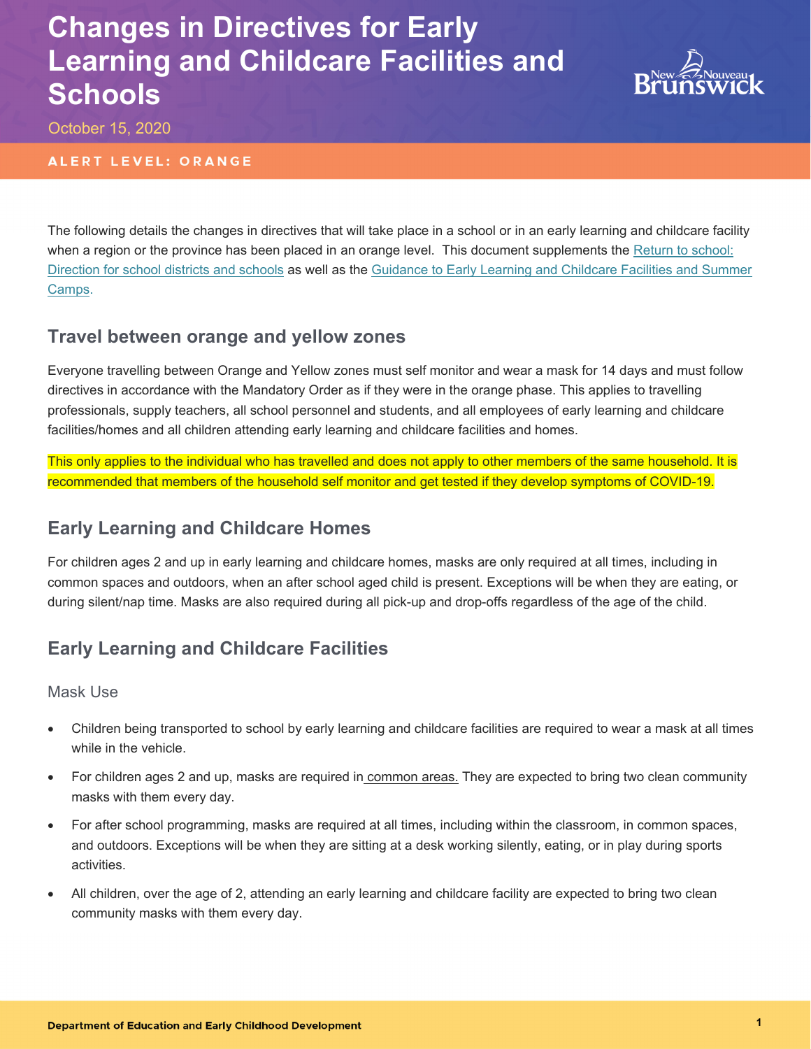# Changes in Directives for Early Learning and Childcare Facilities and Schools

October 15, 2020

**ALERT LEVEL: ORANGE**

The following details the changes in directives that will take place in a school or in an early learning and childcare facility when a region or the province has been placed in an orange level. This document supplements the [Return to school: Direction for school districts and schools] as well as the [Guidance to Early Learning and Childcare Facilities and Summer Camps].

## Travel between orange and yellow zones

Everyone travelling between Orange and Yellow zones must self monitor and wear a mask for 14 days and must follow directives in accordance with the Mandatory Order as if they were in the orange phase. This applies to travelling professionals, supply teachers, all school personnel and students, and all employees of early learning and childcare facilities/homes and all children attending early learning and childcare facilities and homes.

This only applies to the individual who has travelled and does not apply to other members of the same household. It is recommended that members of the household self monitor and get tested if they develop symptoms of COVID-19.

## Early Learning and Childcare Homes

For children ages 2 and up in early learning and childcare homes, masks are only required at all times, including in common spaces and outdoors, when an after school aged child is present. Exceptions will be when they are eating, or during silent/nap time. Masks are also required during all pick-up and drop-offs regardless of the age of the child.

## Early Learning and Childcare Facilities

### Mask Use

- Children being transported to school by early learning and childcare facilities are required to wear a mask at all times while in the vehicle.
- For children ages 2 and up, masks are required in common areas. They are expected to bring two clean community masks with them every day.
- For after school programming, masks are required at all times, including within the classroom, in common spaces, and outdoors. Exceptions will be when they are sitting at a desk working silently, eating, or in play during sports activities.
- All children, over the age of 2, attending an early learning and childcare facility are expected to bring two clean community masks with them every day.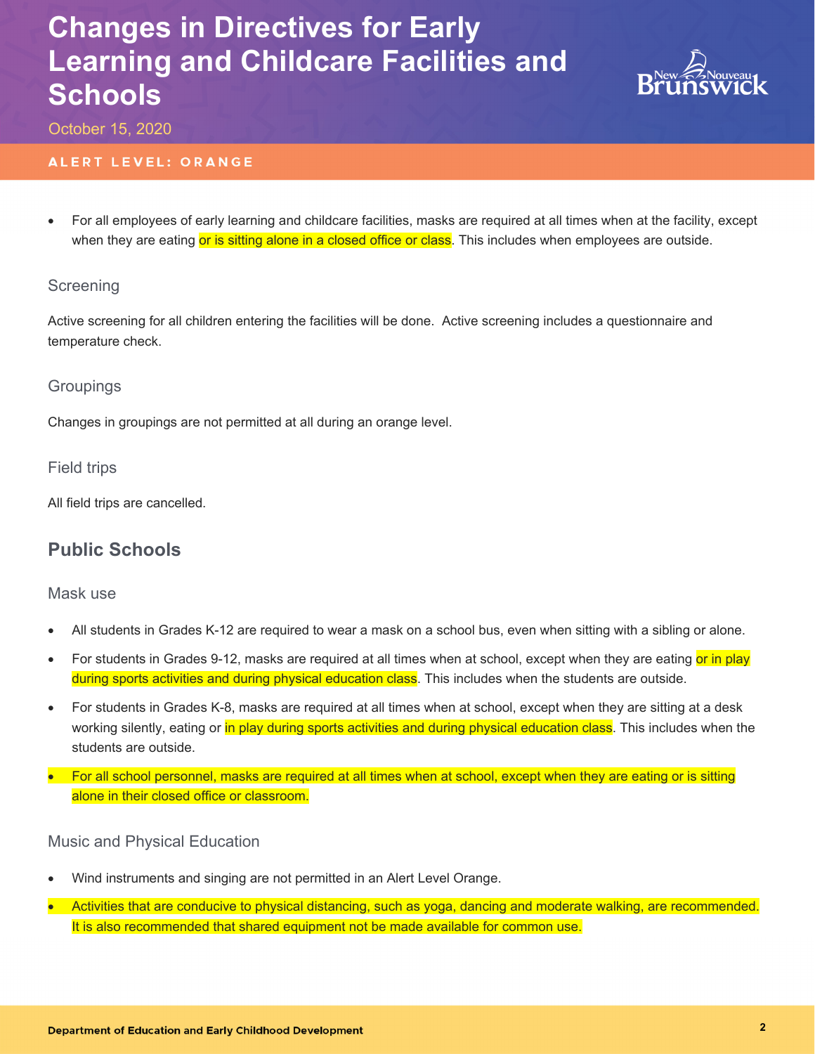- For all employees of early learning and childcare facilities, masks are required at all times when at the facility, except when they are eating or is sitting alone in a closed office or class. This includes when employees are outside.

### Screening

Active screening for all children entering the facilities will be done. Active screening includes a questionnaire and temperature check.

### Groupings

Changes in groupings are not permitted at all during an orange level.

### Field trips

All field trips are cancelled.

## Public Schools

### Mask use

- All students in Grades K-12 are required to wear a mask on a school bus, even when sitting with a sibling or alone.
- For students in Grades 9-12, masks are required at all times when at school, except when they are eating or in play during sports activities and during physical education class. This includes when the students are outside.
- For students in Grades K-8, masks are required at all times when at school, except when they are sitting at a desk working silently, eating or in play during sports activities and during physical education class. This includes when the students are outside.
- For all school personnel, masks are required at all times when at school, except when they are eating or is sitting alone in their closed office or classroom.

### Music and Physical Education

- Wind instruments and singing are not permitted in an Alert Level Orange.
- Activities that are conducive to physical distancing, such as yoga, dancing and moderate walking, are recommended. It is also recommended that shared equipment not be made available for common use.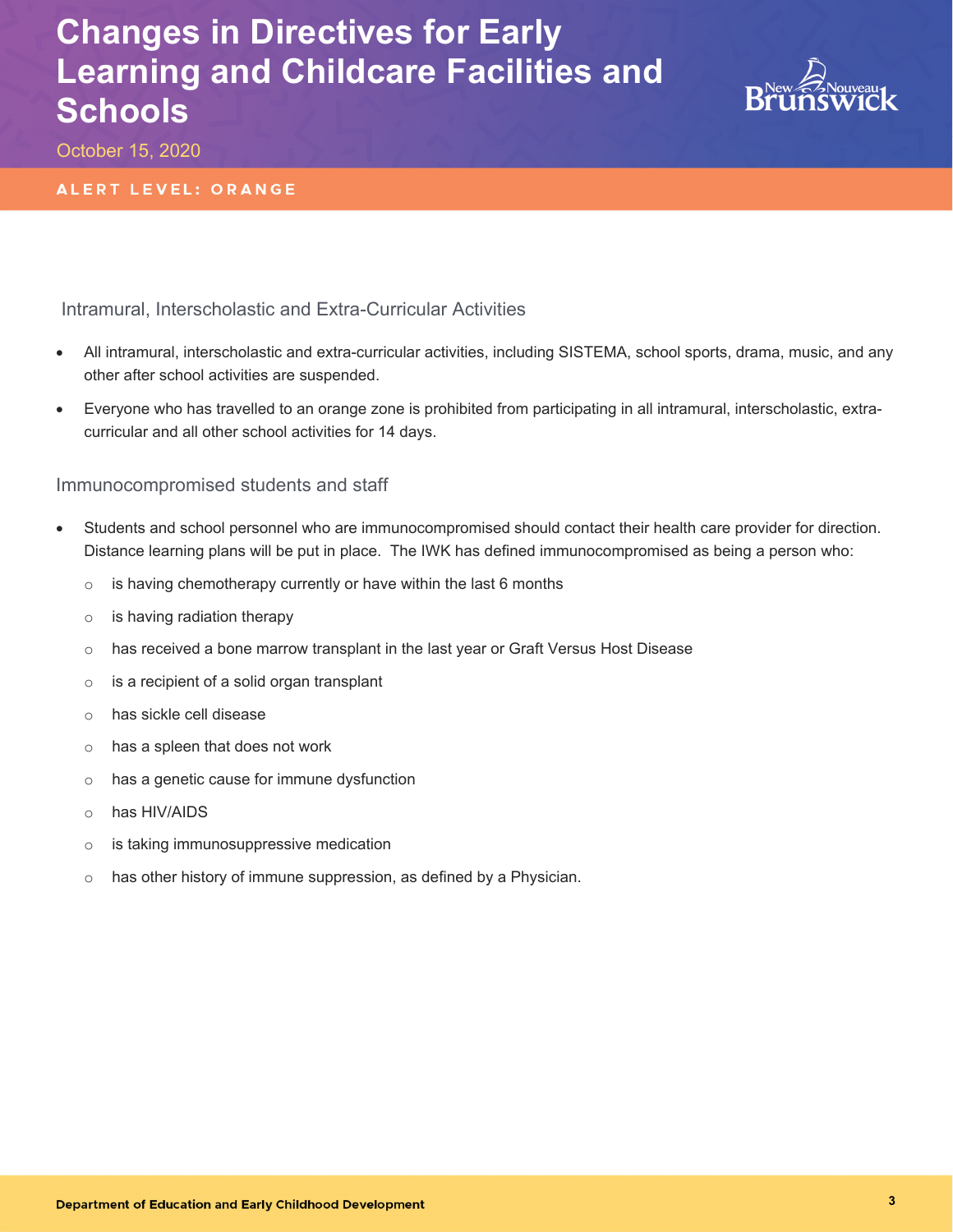# Changes in Directives for Early Learning and Childcare Facilities and Schools

October 15, 2020

**ALERT LEVEL: ORANGE**

## Intramural, Interscholastic and Extra-Curricular Activities

- All intramural, interscholastic and extra-curricular activities, including SISTEMA, school sports, drama, music, and any other after school activities are suspended.
- Everyone who has travelled to an orange zone is prohibited from participating in all intramural, interscholastic, extra-curricular and all other school activities for 14 days.

## Immunocompromised students and staff

- Students and school personnel who are immunocompromised should contact their health care provider for direction. Distance learning plans will be put in place. The IWK has defined immunocompromised as being a person who:
  - is having chemotherapy currently or have within the last 6 months
  - is having radiation therapy
  - has received a bone marrow transplant in the last year or Graft Versus Host Disease
  - is a recipient of a solid organ transplant
  - has sickle cell disease
  - has a spleen that does not work
  - has a genetic cause for immune dysfunction
  - has HIV/AIDS
  - is taking immunosuppressive medication
  - has other history of immune suppression, as defined by a Physician.